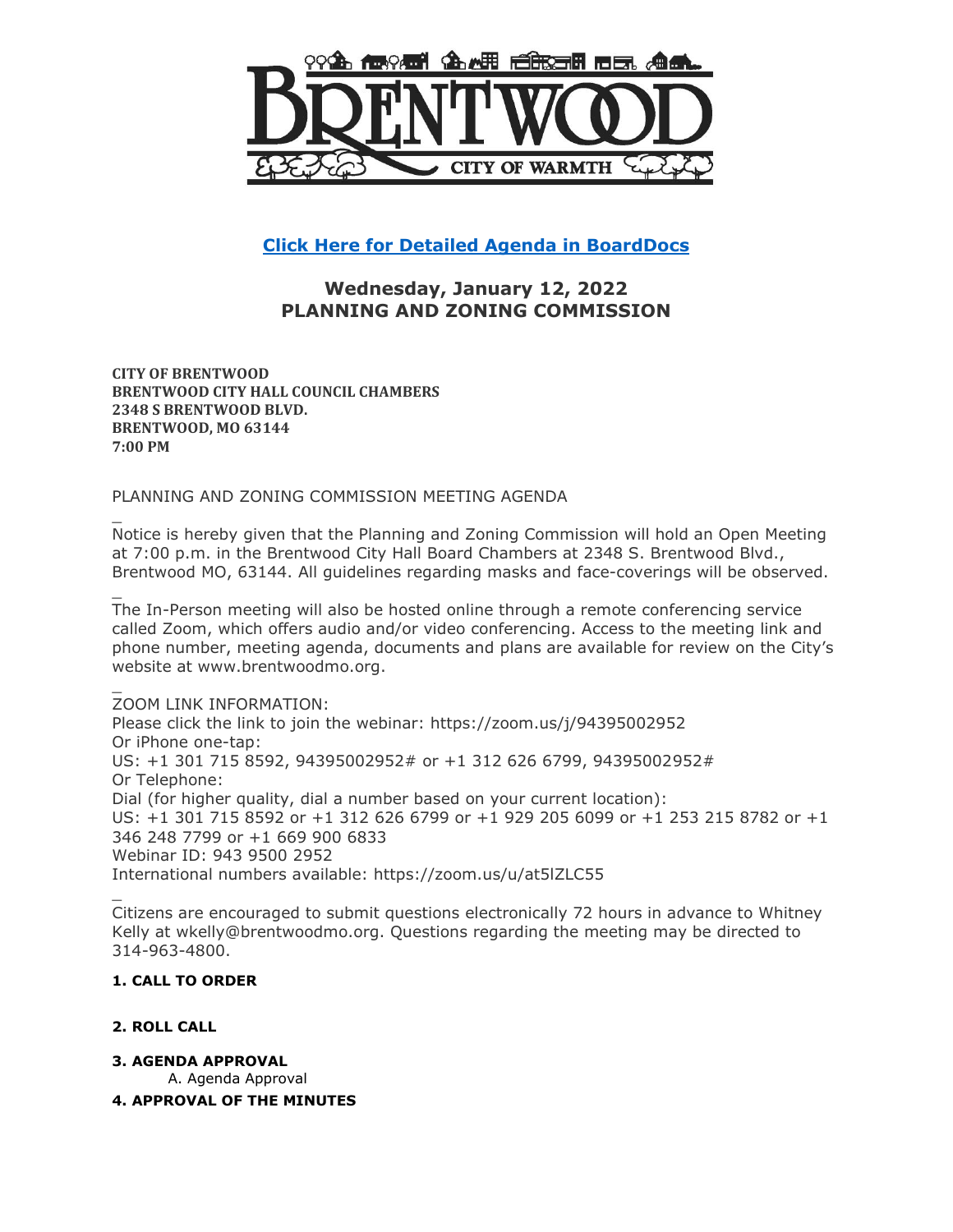BRENTWOOD CITY OF WARMTH

**[Click Here for Detailed Agenda in BoardDocs]**

## Wednesday, January 12, 2022
## PLANNING AND ZONING COMMISSION

**CITY OF BRENTWOOD**
**BRENTWOOD CITY HALL COUNCIL CHAMBERS**
**2348 S BRENTWOOD BLVD.**
**BRENTWOOD, MO 63144**
**7:00 PM**

PLANNING AND ZONING COMMISSION MEETING AGENDA

_
Notice is hereby given that the Planning and Zoning Commission will hold an Open Meeting at 7:00 p.m. in the Brentwood City Hall Board Chambers at 2348 S. Brentwood Blvd., Brentwood MO, 63144. All guidelines regarding masks and face-coverings will be observed.

_
The In-Person meeting will also be hosted online through a remote conferencing service called Zoom, which offers audio and/or video conferencing. Access to the meeting link and phone number, meeting agenda, documents and plans are available for review on the City's website at www.brentwoodmo.org.

_
ZOOM LINK INFORMATION:
Please click the link to join the webinar: https://zoom.us/j/94395002952
Or iPhone one-tap:
US: +1 301 715 8592, 94395002952# or +1 312 626 6799, 94395002952#
Or Telephone:
Dial (for higher quality, dial a number based on your current location):
US: +1 301 715 8592 or +1 312 626 6799 or +1 929 205 6099 or +1 253 215 8782 or +1 346 248 7799 or +1 669 900 6833
Webinar ID: 943 9500 2952
International numbers available: https://zoom.us/u/at5lZLC55

_
Citizens are encouraged to submit questions electronically 72 hours in advance to Whitney Kelly at wkelly@brentwoodmo.org. Questions regarding the meeting may be directed to 314-963-4800.

**1. CALL TO ORDER**

**2. ROLL CALL**

**3. AGENDA APPROVAL**
A. Agenda Approval

**4. APPROVAL OF THE MINUTES**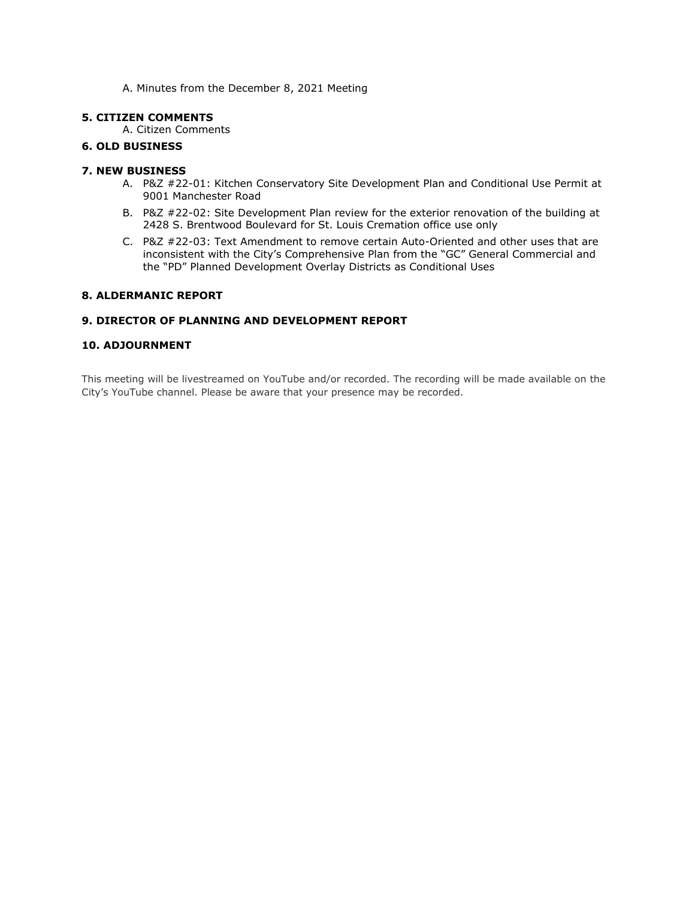A. Minutes from the December 8, 2021 Meeting

**5. CITIZEN COMMENTS**

A. Citizen Comments

**6. OLD BUSINESS**

**7. NEW BUSINESS**

A. P&Z #22-01: Kitchen Conservatory Site Development Plan and Conditional Use Permit at 9001 Manchester Road

B. P&Z #22-02: Site Development Plan review for the exterior renovation of the building at 2428 S. Brentwood Boulevard for St. Louis Cremation office use only

C. P&Z #22-03: Text Amendment to remove certain Auto-Oriented and other uses that are inconsistent with the City's Comprehensive Plan from the "GC" General Commercial and the "PD" Planned Development Overlay Districts as Conditional Uses

**8. ALDERMANIC REPORT**

**9. DIRECTOR OF PLANNING AND DEVELOPMENT REPORT**

**10. ADJOURNMENT**

This meeting will be livestreamed on YouTube and/or recorded. The recording will be made available on the City's YouTube channel. Please be aware that your presence may be recorded.